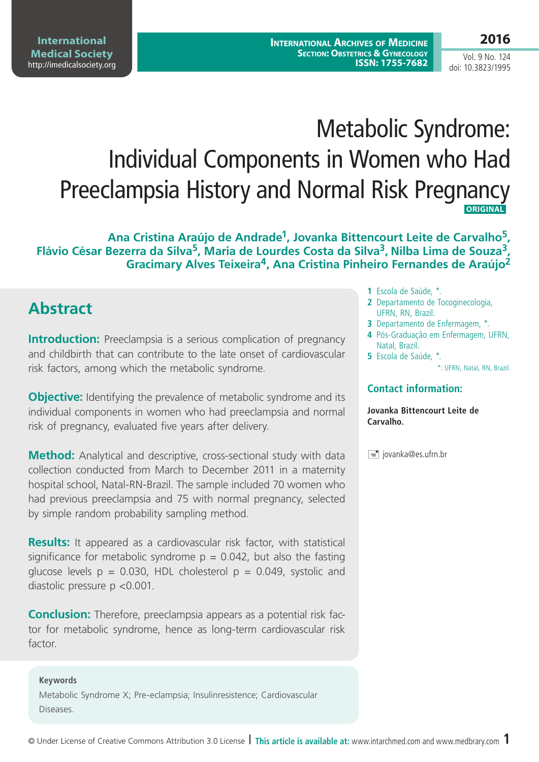# Metabolic Syndrome: Individual Components in Women who Had Preeclampsia History and Normal Risk Pregnancy

**ORIGINAL**

**Ana Cristina Araújo de Andrade[1], Jovanka Bittencourt Leite de Carvalho[5], Flávio César Bezerra da Silva[5], Maria de Lourdes Costa da Silva[3], Nilba Lima de Souza[3], Gracimary Alves Teixeira[4], Ana Cristina Pinheiro Fernandes de Araújo[2]**

1 Escola de Saúde, *.
2 Departamento de Tocoginecologia, UFRN, RN, Brazil.
3 Departamento de Enfermagem, *.
4 Pós-Graduação em Enfermagem, UFRN, Natal, Brazil.
5 Escola de Saúde, *.

*: UFRN, Natal, RN, Brazil.

**Contact information:**

**Jovanka Bittencourt Leite de Carvalho.**

jovanka@es.ufrn.br

## Abstract

**Introduction:** Preeclampsia is a serious complication of pregnancy and childbirth that can contribute to the late onset of cardiovascular risk factors, among which the metabolic syndrome.

**Objective:** Identifying the prevalence of metabolic syndrome and its individual components in women who had preeclampsia and normal risk of pregnancy, evaluated five years after delivery.

**Method:** Analytical and descriptive, cross-sectional study with data collection conducted from March to December 2011 in a maternity hospital school, Natal-RN-Brazil. The sample included 70 women who had previous preeclampsia and 75 with normal pregnancy, selected by simple random probability sampling method.

**Results:** It appeared as a cardiovascular risk factor, with statistical significance for metabolic syndrome $p = 0.042$, but also the fasting glucose levels $p = 0.030$, HDL cholesterol $p = 0.049$, systolic and diastolic pressure $p < 0.001$.

**Conclusion:** Therefore, preeclampsia appears as a potential risk factor for metabolic syndrome, hence as long-term cardiovascular risk factor.

**Keywords**

Metabolic Syndrome X; Pre-eclampsia; Insulinresistence; Cardiovascular Diseases.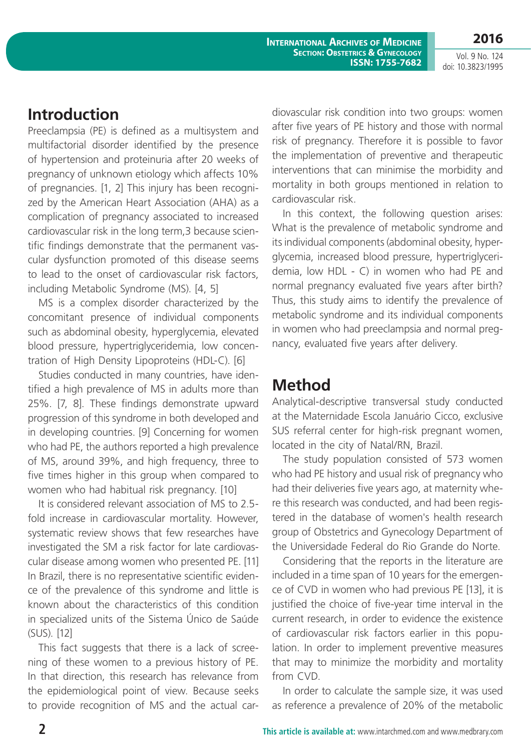## Introduction

Preeclampsia (PE) is defined as a multisystem and multifactorial disorder identified by the presence of hypertension and proteinuria after 20 weeks of pregnancy of unknown etiology which affects 10% of pregnancies. [1, 2] This injury has been recognized by the American Heart Association (AHA) as a complication of pregnancy associated to increased cardiovascular risk in the long term,3 because scientific findings demonstrate that the permanent vascular dysfunction promoted of this disease seems to lead to the onset of cardiovascular risk factors, including Metabolic Syndrome (MS). [4, 5]

MS is a complex disorder characterized by the concomitant presence of individual components such as abdominal obesity, hyperglycemia, elevated blood pressure, hypertriglyceridemia, low concentration of High Density Lipoproteins (HDL-C). [6]

Studies conducted in many countries, have identified a high prevalence of MS in adults more than 25%. [7, 8]. These findings demonstrate upward progression of this syndrome in both developed and in developing countries. [9] Concerning for women who had PE, the authors reported a high prevalence of MS, around 39%, and high frequency, three to five times higher in this group when compared to women who had habitual risk pregnancy. [10]

It is considered relevant association of MS to 2.5-fold increase in cardiovascular mortality. However, systematic review shows that few researches have investigated the SM a risk factor for late cardiovascular disease among women who presented PE. [11] In Brazil, there is no representative scientific evidence of the prevalence of this syndrome and little is known about the characteristics of this condition in specialized units of the Sistema Único de Saúde (SUS). [12]

This fact suggests that there is a lack of screening of these women to a previous history of PE. In that direction, this research has relevance from the epidemiological point of view. Because seeks to provide recognition of MS and the actual cardiovascular risk condition into two groups: women after five years of PE history and those with normal risk of pregnancy. Therefore it is possible to favor the implementation of preventive and therapeutic interventions that can minimise the morbidity and mortality in both groups mentioned in relation to cardiovascular risk.

In this context, the following question arises: What is the prevalence of metabolic syndrome and its individual components (abdominal obesity, hyperglycemia, increased blood pressure, hypertriglyceridemia, low HDL - C) in women who had PE and normal pregnancy evaluated five years after birth? Thus, this study aims to identify the prevalence of metabolic syndrome and its individual components in women who had preeclampsia and normal pregnancy, evaluated five years after delivery.

## Method

Analytical-descriptive transversal study conducted at the Maternidade Escola Januário Cicco, exclusive SUS referral center for high-risk pregnant women, located in the city of Natal/RN, Brazil.

The study population consisted of 573 women who had PE history and usual risk of pregnancy who had their deliveries five years ago, at maternity where this research was conducted, and had been registered in the database of women's health research group of Obstetrics and Gynecology Department of the Universidade Federal do Rio Grande do Norte.

Considering that the reports in the literature are included in a time span of 10 years for the emergence of CVD in women who had previous PE [13], it is justified the choice of five-year time interval in the current research, in order to evidence the existence of cardiovascular risk factors earlier in this population. In order to implement preventive measures that may to minimize the morbidity and mortality from CVD.

In order to calculate the sample size, it was used as reference a prevalence of 20% of the metabolic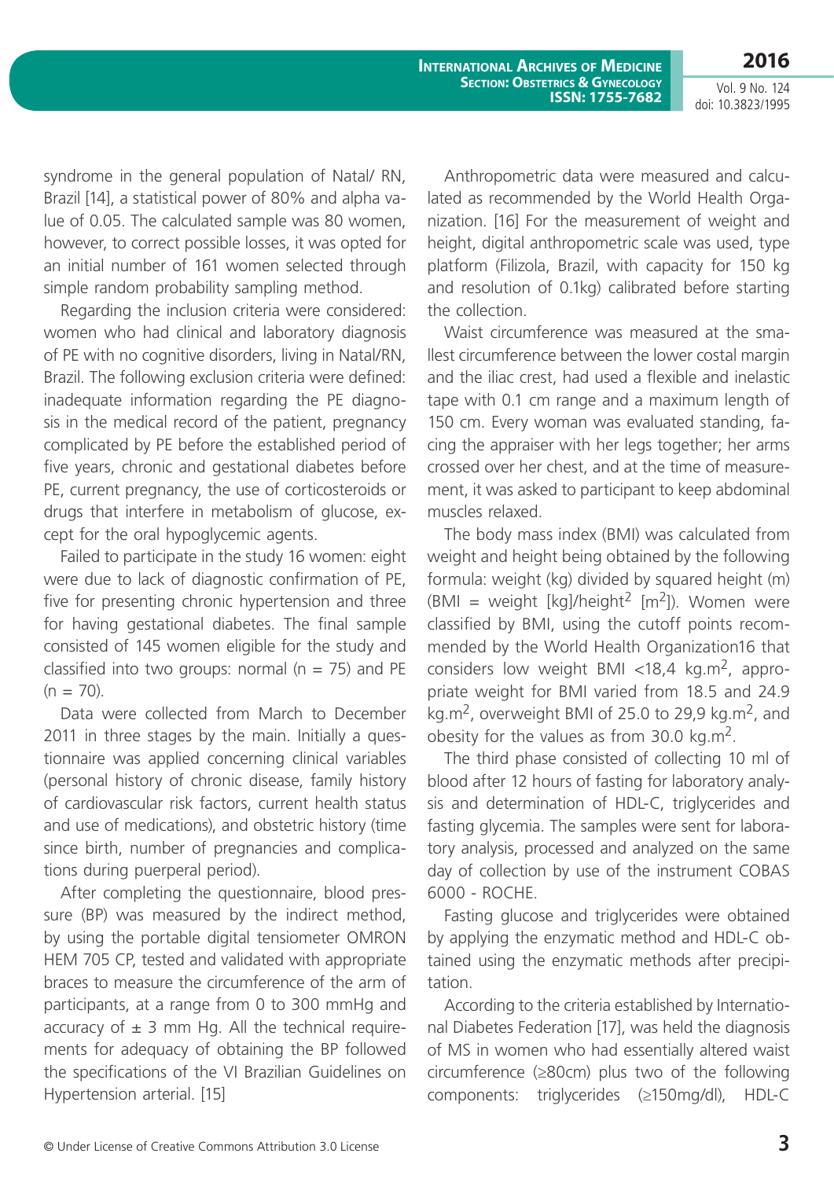syndrome in the general population of Natal/ RN, Brazil [14], a statistical power of 80% and alpha value of 0.05. The calculated sample was 80 women, however, to correct possible losses, it was opted for an initial number of 161 women selected through simple random probability sampling method.

Regarding the inclusion criteria were considered: women who had clinical and laboratory diagnosis of PE with no cognitive disorders, living in Natal/RN, Brazil. The following exclusion criteria were defined: inadequate information regarding the PE diagnosis in the medical record of the patient, pregnancy complicated by PE before the established period of five years, chronic and gestational diabetes before PE, current pregnancy, the use of corticosteroids or drugs that interfere in metabolism of glucose, except for the oral hypoglycemic agents.

Failed to participate in the study 16 women: eight were due to lack of diagnostic confirmation of PE, five for presenting chronic hypertension and three for having gestational diabetes. The final sample consisted of 145 women eligible for the study and classified into two groups: normal (n = 75) and PE (n = 70).

Data were collected from March to December 2011 in three stages by the main. Initially a questionnaire was applied concerning clinical variables (personal history of chronic disease, family history of cardiovascular risk factors, current health status and use of medications), and obstetric history (time since birth, number of pregnancies and complications during puerperal period).

After completing the questionnaire, blood pressure (BP) was measured by the indirect method, by using the portable digital tensiometer OMRON HEM 705 CP, tested and validated with appropriate braces to measure the circumference of the arm of participants, at a range from 0 to 300 mmHg and accuracy of ± 3 mm Hg. All the technical requirements for adequacy of obtaining the BP followed the specifications of the VI Brazilian Guidelines on Hypertension arterial. [15]

Anthropometric data were measured and calculated as recommended by the World Health Organization. [16] For the measurement of weight and height, digital anthropometric scale was used, type platform (Filizola, Brazil, with capacity for 150 kg and resolution of 0.1kg) calibrated before starting the collection.

Waist circumference was measured at the smallest circumference between the lower costal margin and the iliac crest, had used a flexible and inelastic tape with 0.1 cm range and a maximum length of 150 cm. Every woman was evaluated standing, facing the appraiser with her legs together; her arms crossed over her chest, and at the time of measurement, it was asked to participant to keep abdominal muscles relaxed.

The body mass index (BMI) was calculated from weight and height being obtained by the following formula: weight (kg) divided by squared height (m) (BMI = weight [kg]/height$^2$ [m$^2$]). Women were classified by BMI, using the cutoff points recommended by the World Health Organization16 that considers low weight BMI <18,4 kg.m$^2$, appropriate weight for BMI varied from 18.5 and 24.9 kg.m$^2$, overweight BMI of 25.0 to 29,9 kg.m$^2$, and obesity for the values as from 30.0 kg.m$^2$.

The third phase consisted of collecting 10 ml of blood after 12 hours of fasting for laboratory analysis and determination of HDL-C, triglycerides and fasting glycemia. The samples were sent for laboratory analysis, processed and analyzed on the same day of collection by use of the instrument COBAS 6000 - ROCHE.

Fasting glucose and triglycerides were obtained by applying the enzymatic method and HDL-C obtained using the enzymatic methods after precipitation.

According to the criteria established by International Diabetes Federation [17], was held the diagnosis of MS in women who had essentially altered waist circumference (≥80cm) plus two of the following components: triglycerides (≥150mg/dl), HDL-C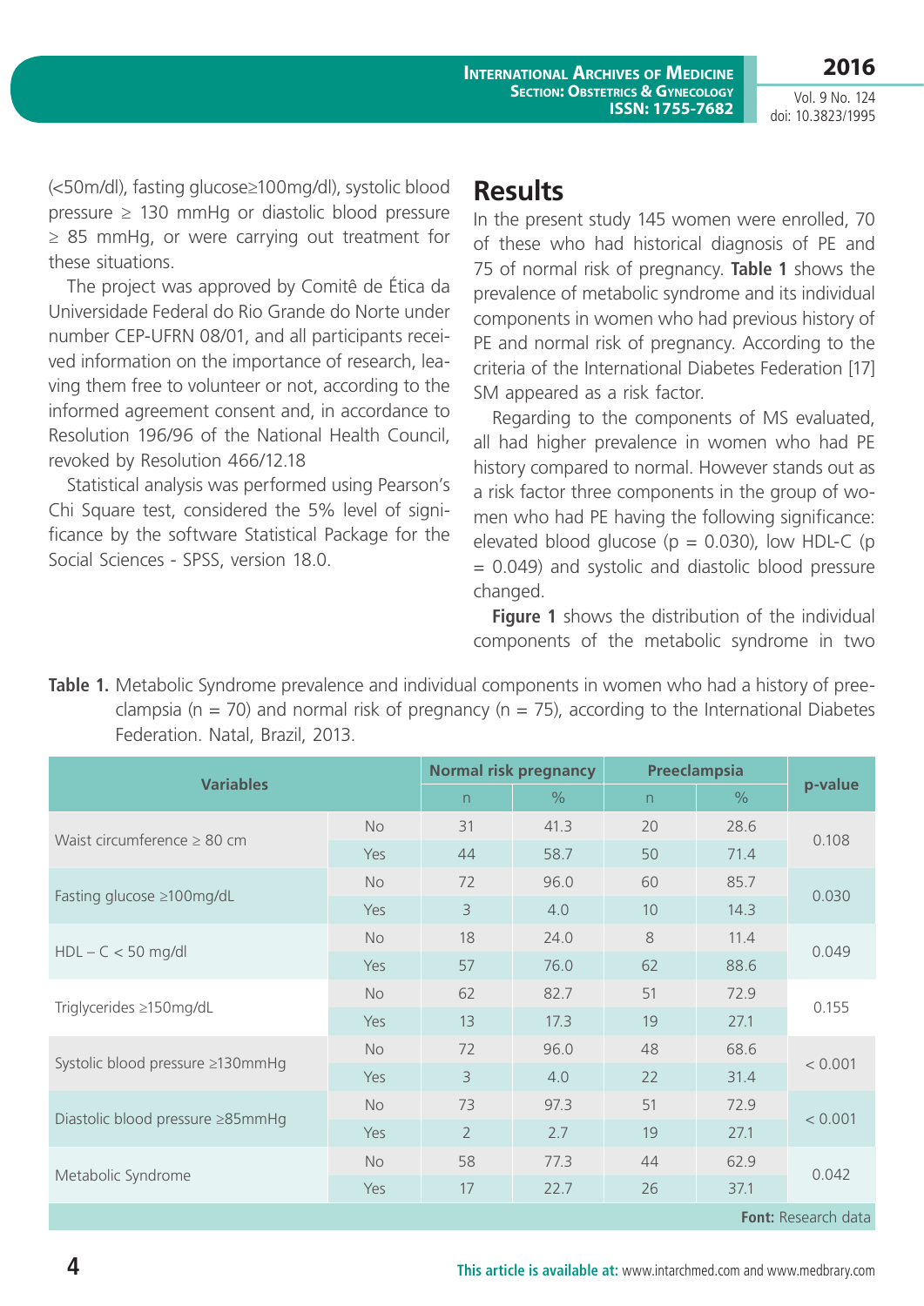(<50m/dl), fasting glucose≥100mg/dl), systolic blood pressure ≥ 130 mmHg or diastolic blood pressure ≥ 85 mmHg, or were carrying out treatment for these situations.

The project was approved by Comitê de Ética da Universidade Federal do Rio Grande do Norte under number CEP-UFRN 08/01, and all participants received information on the importance of research, leaving them free to volunteer or not, according to the informed agreement consent and, in accordance to Resolution 196/96 of the National Health Council, revoked by Resolution 466/12.18

Statistical analysis was performed using Pearson's Chi Square test, considered the 5% level of significance by the software Statistical Package for the Social Sciences - SPSS, version 18.0.

# Results

In the present study 145 women were enrolled, 70 of these who had historical diagnosis of PE and 75 of normal risk of pregnancy. **Table 1** shows the prevalence of metabolic syndrome and its individual components in women who had previous history of PE and normal risk of pregnancy. According to the criteria of the International Diabetes Federation [17] SM appeared as a risk factor.

Regarding to the components of MS evaluated, all had higher prevalence in women who had PE history compared to normal. However stands out as a risk factor three components in the group of women who had PE having the following significance: elevated blood glucose (p = 0.030), low HDL-C (p = 0.049) and systolic and diastolic blood pressure changed.

**Figure 1** shows the distribution of the individual components of the metabolic syndrome in two

**Table 1.** Metabolic Syndrome prevalence and individual components in women who had a history of preeclampsia (n = 70) and normal risk of pregnancy (n = 75), according to the International Diabetes Federation. Natal, Brazil, 2013.

| Variables | | Normal risk pregnancy | | Preeclampsia | | p-value |
|---|---|---|---|---|---|---|
| | | n | % | n | % | |
| Waist circumference ≥ 80 cm | No | 31 | 41.3 | 20 | 28.6 | 0.108 |
| | Yes | 44 | 58.7 | 50 | 71.4 | |
| Fasting glucose ≥100mg/dL | No | 72 | 96.0 | 60 | 85.7 | 0.030 |
| | Yes | 3 | 4.0 | 10 | 14.3 | |
| HDL – C < 50 mg/dl | No | 18 | 24.0 | 8 | 11.4 | 0.049 |
| | Yes | 57 | 76.0 | 62 | 88.6 | |
| Triglycerides ≥150mg/dL | No | 62 | 82.7 | 51 | 72.9 | 0.155 |
| | Yes | 13 | 17.3 | 19 | 27.1 | |
| Systolic blood pressure ≥130mmHg | No | 72 | 96.0 | 48 | 68.6 | < 0.001 |
| | Yes | 3 | 4.0 | 22 | 31.4 | |
| Diastolic blood pressure ≥85mmHg | No | 73 | 97.3 | 51 | 72.9 | < 0.001 |
| | Yes | 2 | 2.7 | 19 | 27.1 | |
| Metabolic Syndrome | No | 58 | 77.3 | 44 | 62.9 | 0.042 |
| | Yes | 17 | 22.7 | 26 | 37.1 | |

**Font:** Research data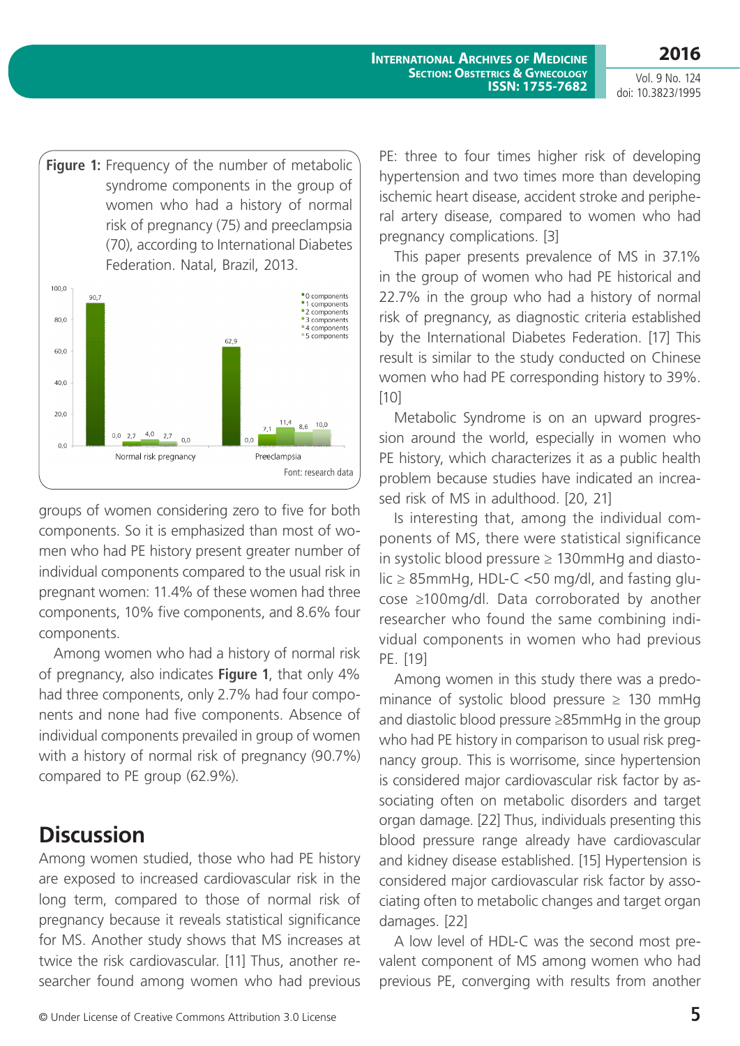**Figure 1:** Frequency of the number of metabolic syndrome components in the group of women who had a history of normal risk of pregnancy (75) and preeclampsia (70), according to International Diabetes Federation. Natal, Brazil, 2013.

| | 0 components | 1 components | 2 components | 3 components | 4 components | 5 components |
|---|---|---|---|---|---|---|
| Normal risk pregnancy | 90,7 | 0,0 | 2,7 | 4,0 | 2,7 | 0,0 |
| Preeclampsia | 62,9 | 0,0 | 7,1 | 11,4 | 8,6 | 10,0 |

Font: research data

groups of women considering zero to five for both components. So it is emphasized than most of women who had PE history present greater number of individual components compared to the usual risk in pregnant women: 11.4% of these women had three components, 10% five components, and 8.6% four components.

Among women who had a history of normal risk of pregnancy, also indicates **Figure 1**, that only 4% had three components, only 2.7% had four components and none had five components. Absence of individual components prevailed in group of women with a history of normal risk of pregnancy (90.7%) compared to PE group (62.9%).

## Discussion

Among women studied, those who had PE history are exposed to increased cardiovascular risk in the long term, compared to those of normal risk of pregnancy because it reveals statistical significance for MS. Another study shows that MS increases at twice the risk cardiovascular. [11] Thus, another researcher found among women who had previous PE: three to four times higher risk of developing hypertension and two times more than developing ischemic heart disease, accident stroke and peripheral artery disease, compared to women who had pregnancy complications. [3]

This paper presents prevalence of MS in 37.1% in the group of women who had PE historical and 22.7% in the group who had a history of normal risk of pregnancy, as diagnostic criteria established by the International Diabetes Federation. [17] This result is similar to the study conducted on Chinese women who had PE corresponding history to 39%. [10]

Metabolic Syndrome is on an upward progression around the world, especially in women who PE history, which characterizes it as a public health problem because studies have indicated an increased risk of MS in adulthood. [20, 21]

Is interesting that, among the individual components of MS, there were statistical significance in systolic blood pressure ≥ 130mmHg and diastolic ≥ 85mmHg, HDL-C <50 mg/dl, and fasting glucose ≥100mg/dl. Data corroborated by another researcher who found the same combining individual components in women who had previous PE. [19]

Among women in this study there was a predominance of systolic blood pressure ≥ 130 mmHg and diastolic blood pressure ≥85mmHg in the group who had PE history in comparison to usual risk pregnancy group. This is worrisome, since hypertension is considered major cardiovascular risk factor by associating often on metabolic disorders and target organ damage. [22] Thus, individuals presenting this blood pressure range already have cardiovascular and kidney disease established. [15] Hypertension is considered major cardiovascular risk factor by associating often to metabolic changes and target organ damages. [22]

A low level of HDL-C was the second most prevalent component of MS among women who had previous PE, converging with results from another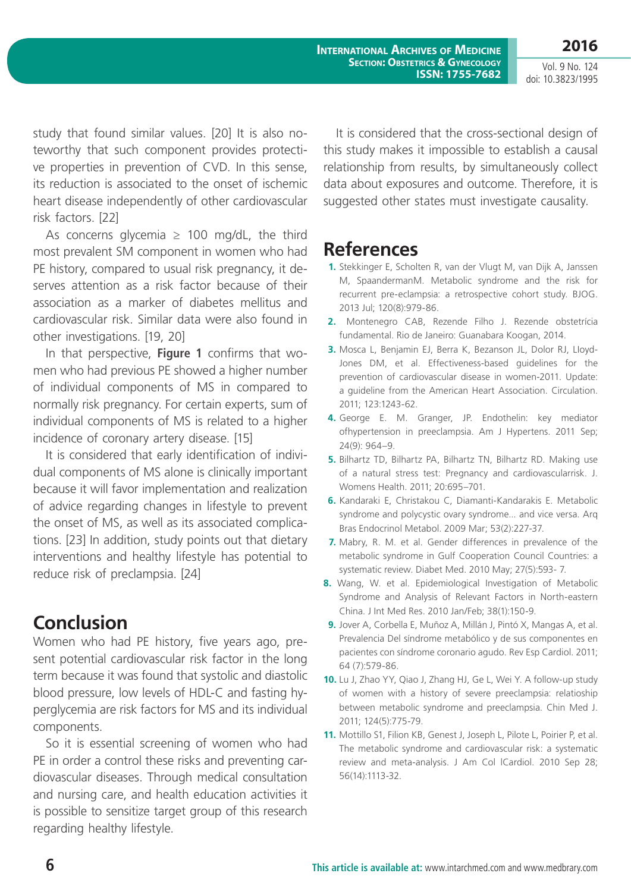study that found similar values. [20] It is also noteworthy that such component provides protective properties in prevention of CVD. In this sense, its reduction is associated to the onset of ischemic heart disease independently of other cardiovascular risk factors. [22]

As concerns glycemia ≥ 100 mg/dL, the third most prevalent SM component in women who had PE history, compared to usual risk pregnancy, it deserves attention as a risk factor because of their association as a marker of diabetes mellitus and cardiovascular risk. Similar data were also found in other investigations. [19, 20]

In that perspective, **Figure 1** confirms that women who had previous PE showed a higher number of individual components of MS in compared to normally risk pregnancy. For certain experts, sum of individual components of MS is related to a higher incidence of coronary artery disease. [15]

It is considered that early identification of individual components of MS alone is clinically important because it will favor implementation and realization of advice regarding changes in lifestyle to prevent the onset of MS, as well as its associated complications. [23] In addition, study points out that dietary interventions and healthy lifestyle has potential to reduce risk of preclampsia. [24]

It is considered that the cross-sectional design of this study makes it impossible to establish a causal relationship from results, by simultaneously collect data about exposures and outcome. Therefore, it is suggested other states must investigate causality.

## Conclusion

Women who had PE history, five years ago, present potential cardiovascular risk factor in the long term because it was found that systolic and diastolic blood pressure, low levels of HDL-C and fasting hyperglycemia are risk factors for MS and its individual components.

So it is essential screening of women who had PE in order a control these risks and preventing cardiovascular diseases. Through medical consultation and nursing care, and health education activities it is possible to sensitize target group of this research regarding healthy lifestyle.

## References

1. Stekkinger E, Scholten R, van der Vlugt M, van Dijk A, Janssen M, SpaandermanM. Metabolic syndrome and the risk for recurrent pre-eclampsia: a retrospective cohort study. BJOG. 2013 Jul; 120(8):979-86.
2. Montenegro CAB, Rezende Filho J. Rezende obstetrícia fundamental. Rio de Janeiro: Guanabara Koogan, 2014.
3. Mosca L, Benjamin EJ, Berra K, Bezanson JL, Dolor RJ, Lloyd-Jones DM, et al. Effectiveness-based guidelines for the prevention of cardiovascular disease in women-2011. Update: a guideline from the American Heart Association. Circulation. 2011; 123:1243-62.
4. George E. M. Granger, JP. Endothelin: key mediator ofhypertension in preeclampsia. Am J Hypertens. 2011 Sep; 24(9): 964–9.
5. Bilhartz TD, Bilhartz PA, Bilhartz TN, Bilhartz RD. Making use of a natural stress test: Pregnancy and cardiovascularrisk. J. Womens Health. 2011; 20:695–701.
6. Kandaraki E, Christakou C, Diamanti-Kandarakis E. Metabolic syndrome and polycystic ovary syndrome... and vice versa. Arq Bras Endocrinol Metabol. 2009 Mar; 53(2):227-37.
7. Mabry, R. M. et al. Gender differences in prevalence of the metabolic syndrome in Gulf Cooperation Council Countries: a systematic review. Diabet Med. 2010 May; 27(5):593- 7.
8. Wang, W. et al. Epidemiological Investigation of Metabolic Syndrome and Analysis of Relevant Factors in North-eastern China. J Int Med Res. 2010 Jan/Feb; 38(1):150-9.
9. Jover A, Corbella E, Muñoz A, Millán J, Pintó X, Mangas A, et al. Prevalencia Del síndrome metabólico y de sus componentes en pacientes con síndrome coronario agudo. Rev Esp Cardiol. 2011; 64 (7):579-86.
10. Lu J, Zhao YY, Qiao J, Zhang HJ, Ge L, Wei Y. A follow-up study of women with a history of severe preeclampsia: relatioship between metabolic syndrome and preeclampsia. Chin Med J. 2011; 124(5):775-79.
11. Mottillo S1, Filion KB, Genest J, Joseph L, Pilote L, Poirier P, et al. The metabolic syndrome and cardiovascular risk: a systematic review and meta-analysis. J Am Col lCardiol. 2010 Sep 28; 56(14):1113-32.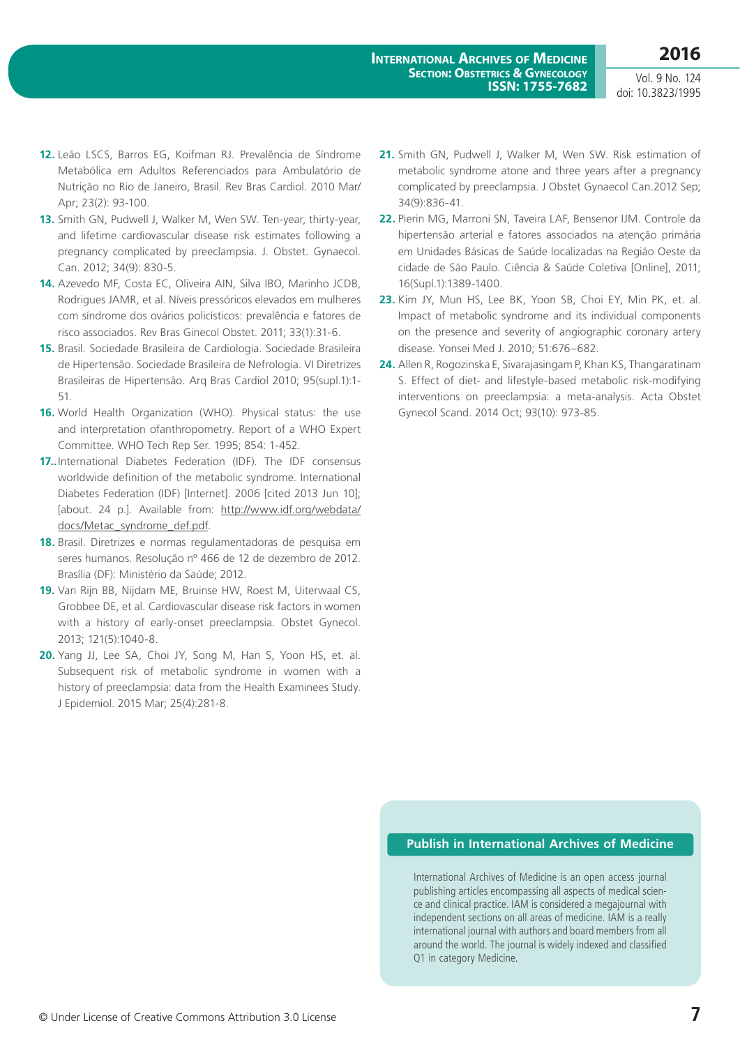12. Leão LSCS, Barros EG, Koifman RJ. Prevalência de Síndrome Metabólica em Adultos Referenciados para Ambulatório de Nutrição no Rio de Janeiro, Brasil. Rev Bras Cardiol. 2010 Mar/Apr; 23(2): 93-100.
13. Smith GN, Pudwell J, Walker M, Wen SW. Ten-year, thirty-year, and lifetime cardiovascular disease risk estimates following a pregnancy complicated by preeclampsia. J. Obstet. Gynaecol. Can. 2012; 34(9): 830-5.
14. Azevedo MF, Costa EC, Oliveira AIN, Silva IBO, Marinho JCDB, Rodrigues JAMR, et al. Níveis pressóricos elevados em mulheres com síndrome dos ovários policísticos: prevalência e fatores de risco associados. Rev Bras Ginecol Obstet. 2011; 33(1):31-6.
15. Brasil. Sociedade Brasileira de Cardiologia. Sociedade Brasileira de Hipertensão. Sociedade Brasileira de Nefrologia. VI Diretrizes Brasileiras de Hipertensão. Arq Bras Cardiol 2010; 95(supl.1):1-51.
16. World Health Organization (WHO). Physical status: the use and interpretation ofanthropometry. Report of a WHO Expert Committee. WHO Tech Rep Ser. 1995; 854: 1-452.
17. International Diabetes Federation (IDF). The IDF consensus worldwide definition of the metabolic syndrome. International Diabetes Federation (IDF) [Internet]. 2006 [cited 2013 Jun 10]; [about. 24 p.]. Available from: http://www.idf.org/webdata/docs/Metac_syndrome_def.pdf.
18. Brasil. Diretrizes e normas regulamentadoras de pesquisa em seres humanos. Resolução nº 466 de 12 de dezembro de 2012. Brasília (DF): Ministério da Saúde; 2012.
19. Van Rijn BB, Nijdam ME, Bruinse HW, Roest M, Uiterwaal CS, Grobbee DE, et al. Cardiovascular disease risk factors in women with a history of early-onset preeclampsia. Obstet Gynecol. 2013; 121(5):1040-8.
20. Yang JJ, Lee SA, Choi JY, Song M, Han S, Yoon HS, et. al. Subsequent risk of metabolic syndrome in women with a history of preeclampsia: data from the Health Examinees Study. J Epidemiol. 2015 Mar; 25(4):281-8.
21. Smith GN, Pudwell J, Walker M, Wen SW. Risk estimation of metabolic syndrome atone and three years after a pregnancy complicated by preeclampsia. J Obstet Gynaecol Can.2012 Sep; 34(9):836-41.
22. Pierin MG, Marroni SN, Taveira LAF, Bensenor IJM. Controle da hipertensão arterial e fatores associados na atenção primária em Unidades Básicas de Saúde localizadas na Região Oeste da cidade de São Paulo. Ciência & Saúde Coletiva [Online], 2011; 16(Supl.1):1389-1400.
23. Kim JY, Mun HS, Lee BK, Yoon SB, Choi EY, Min PK, et. al. Impact of metabolic syndrome and its individual components on the presence and severity of angiographic coronary artery disease. Yonsei Med J. 2010; 51:676–682.
24. Allen R, Rogozinska E, Sivarajasingam P, Khan KS, Thangaratinam S. Effect of diet- and lifestyle-based metabolic risk-modifying interventions on preeclampsia: a meta-analysis. Acta Obstet Gynecol Scand. 2014 Oct; 93(10): 973-85.

**Publish in International Archives of Medicine**

International Archives of Medicine is an open access journal publishing articles encompassing all aspects of medical science and clinical practice. IAM is considered a megajournal with independent sections on all areas of medicine. IAM is a really international journal with authors and board members from all around the world. The journal is widely indexed and classified Q1 in category Medicine.